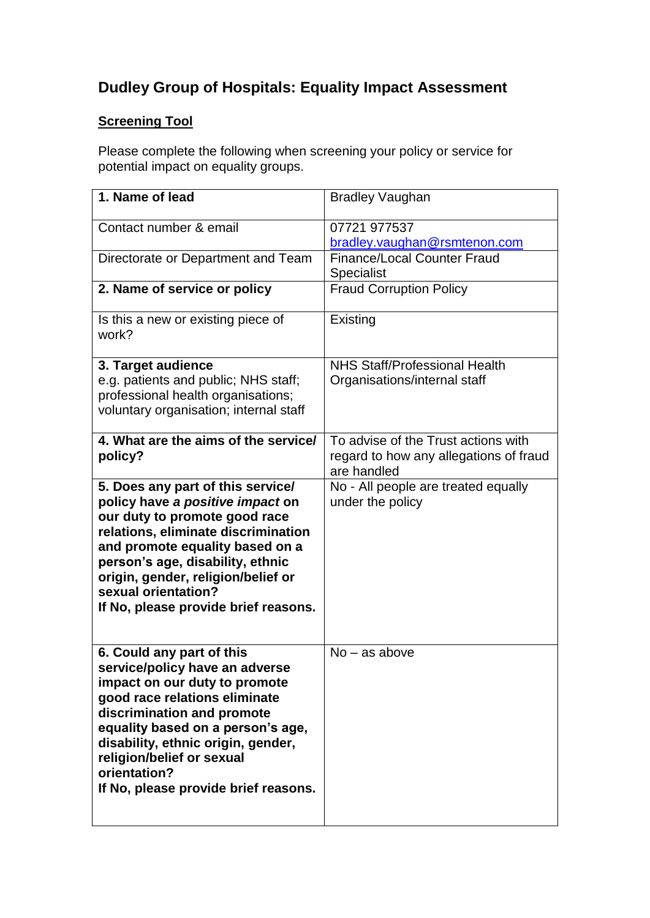# Dudley Group of Hospitals: Equality Impact Assessment

## <u>Screening Tool</u>

Please complete the following when screening your policy or service for potential impact on equality groups.

| | |
|---|---|
| **1. Name of lead** | Bradley Vaughan |
| Contact number & email | 07721 977537 bradley.vaughan@rsmtenon.com |
| Directorate or Department and Team | Finance/Local Counter Fraud Specialist |
| **2. Name of service or policy** | Fraud Corruption Policy |
| Is this a new or existing piece of work? | Existing |
| **3. Target audience** e.g. patients and public; NHS staff; professional health organisations; voluntary organisation; internal staff | NHS Staff/Professional Health Organisations/internal staff |
| **4. What are the aims of the service/ policy?** | To advise of the Trust actions with regard to how any allegations of fraud are handled |
| **5. Does any part of this service/ policy have *a positive impact* on our duty to promote good race relations, eliminate discrimination and promote equality based on a person's age, disability, ethnic origin, gender, religion/belief or sexual orientation? If No, please provide brief reasons.** | No - All people are treated equally under the policy |
| **6. Could any part of this service/policy have an adverse impact on our duty to promote good race relations eliminate discrimination and promote equality based on a person's age, disability, ethnic origin, gender, religion/belief or sexual orientation? If No, please provide brief reasons.** | No – as above |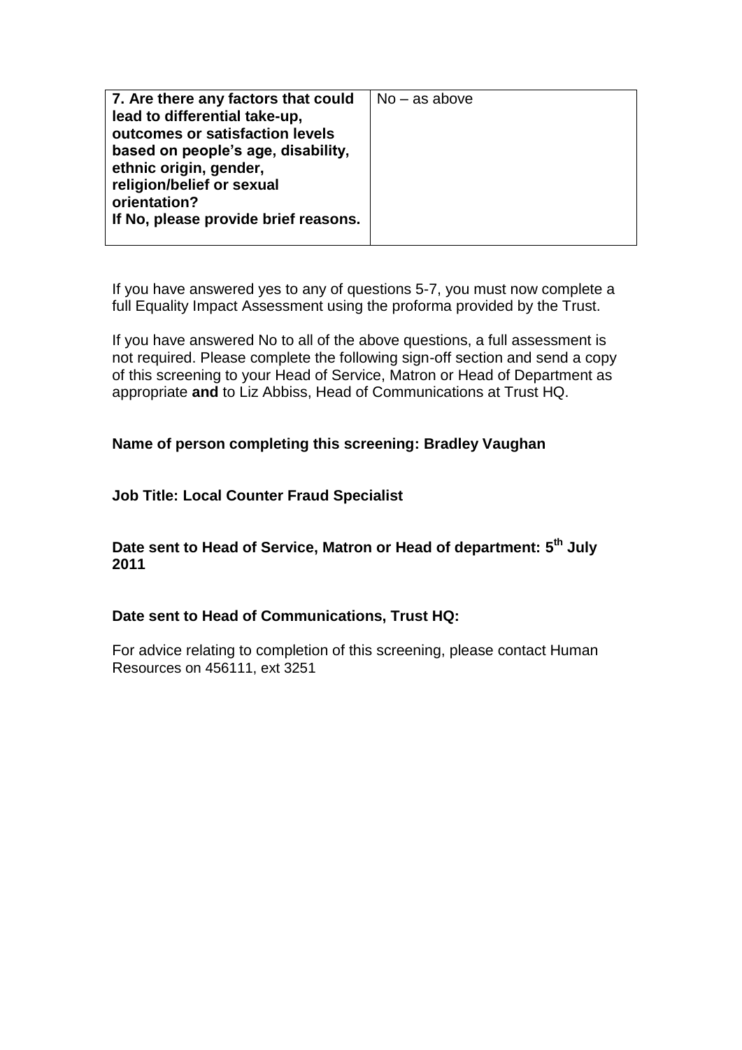| | |
|---|---|
| **7. Are there any factors that could lead to differential take-up, outcomes or satisfaction levels based on people's age, disability, ethnic origin, gender, religion/belief or sexual orientation?**<br>**If No, please provide brief reasons.** | No – as above |

If you have answered yes to any of questions 5-7, you must now complete a full Equality Impact Assessment using the proforma provided by the Trust.

If you have answered No to all of the above questions, a full assessment is not required. Please complete the following sign-off section and send a copy of this screening to your Head of Service, Matron or Head of Department as appropriate **and** to Liz Abbiss, Head of Communications at Trust HQ.

**Name of person completing this screening: Bradley Vaughan**

**Job Title: Local Counter Fraud Specialist**

**Date sent to Head of Service, Matron or Head of department: 5th July 2011**

**Date sent to Head of Communications, Trust HQ:**

For advice relating to completion of this screening, please contact Human Resources on 456111, ext 3251